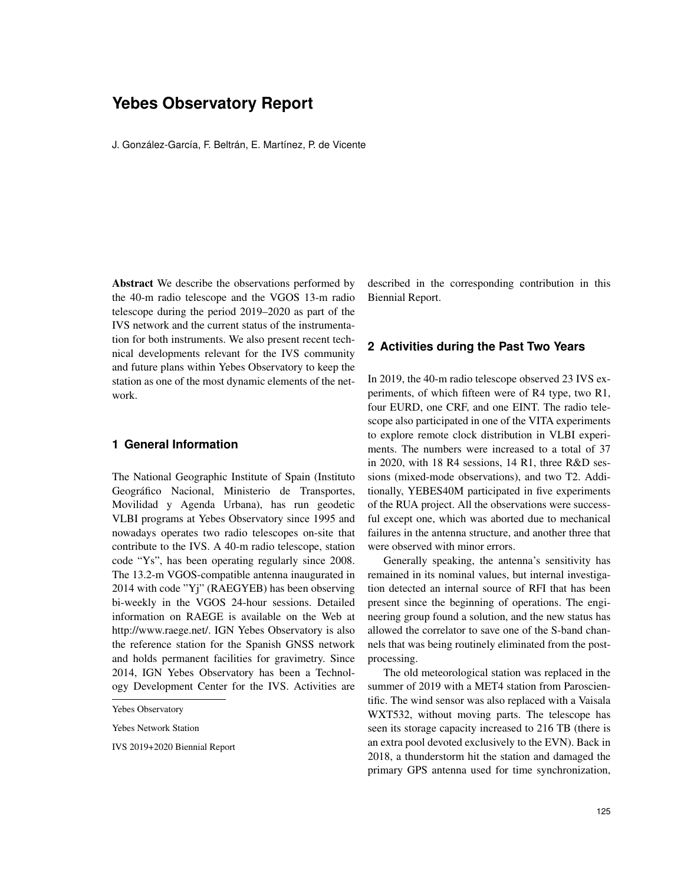# Yebes Observatory Report

J. González-García, F. Beltrán, E. Martínez, P. de Vicente

**Abstract** We describe the observations performed by the 40-m radio telescope and the VGOS 13-m radio telescope during the period 2019–2020 as part of the IVS network and the current status of the instrumentation for both instruments. We also present recent technical developments relevant for the IVS community and future plans within Yebes Observatory to keep the station as one of the most dynamic elements of the network.

## 1 General Information

The National Geographic Institute of Spain (Instituto Geográfico Nacional, Ministerio de Transportes, Movilidad y Agenda Urbana), has run geodetic VLBI programs at Yebes Observatory since 1995 and nowadays operates two radio telescopes on-site that contribute to the IVS. A 40-m radio telescope, station code "Ys", has been operating regularly since 2008. The 13.2-m VGOS-compatible antenna inaugurated in 2014 with code "Yj" (RAEGYEB) has been observing bi-weekly in the VGOS 24-hour sessions. Detailed information on RAEGE is available on the Web at http://www.raege.net/. IGN Yebes Observatory is also the reference station for the Spanish GNSS network and holds permanent facilities for gravimetry. Since 2014, IGN Yebes Observatory has been a Technology Development Center for the IVS. Activities are described in the corresponding contribution in this Biennial Report.

Yebes Observatory

Yebes Network Station

IVS 2019+2020 Biennial Report

## 2 Activities during the Past Two Years

In 2019, the 40-m radio telescope observed 23 IVS experiments, of which fifteen were of R4 type, two R1, four EURD, one CRF, and one EINT. The radio telescope also participated in one of the VITA experiments to explore remote clock distribution in VLBI experiments. The numbers were increased to a total of 37 in 2020, with 18 R4 sessions, 14 R1, three R&D sessions (mixed-mode observations), and two T2. Additionally, YEBES40M participated in five experiments of the RUA project. All the observations were successful except one, which was aborted due to mechanical failures in the antenna structure, and another three that were observed with minor errors.

Generally speaking, the antenna's sensitivity has remained in its nominal values, but internal investigation detected an internal source of RFI that has been present since the beginning of operations. The engineering group found a solution, and the new status has allowed the correlator to save one of the S-band channels that was being routinely eliminated from the post-processing.

The old meteorological station was replaced in the summer of 2019 with a MET4 station from Paroscientific. The wind sensor was also replaced with a Vaisala WXT532, without moving parts. The telescope has seen its storage capacity increased to 216 TB (there is an extra pool devoted exclusively to the EVN). Back in 2018, a thunderstorm hit the station and damaged the primary GPS antenna used for time synchronization,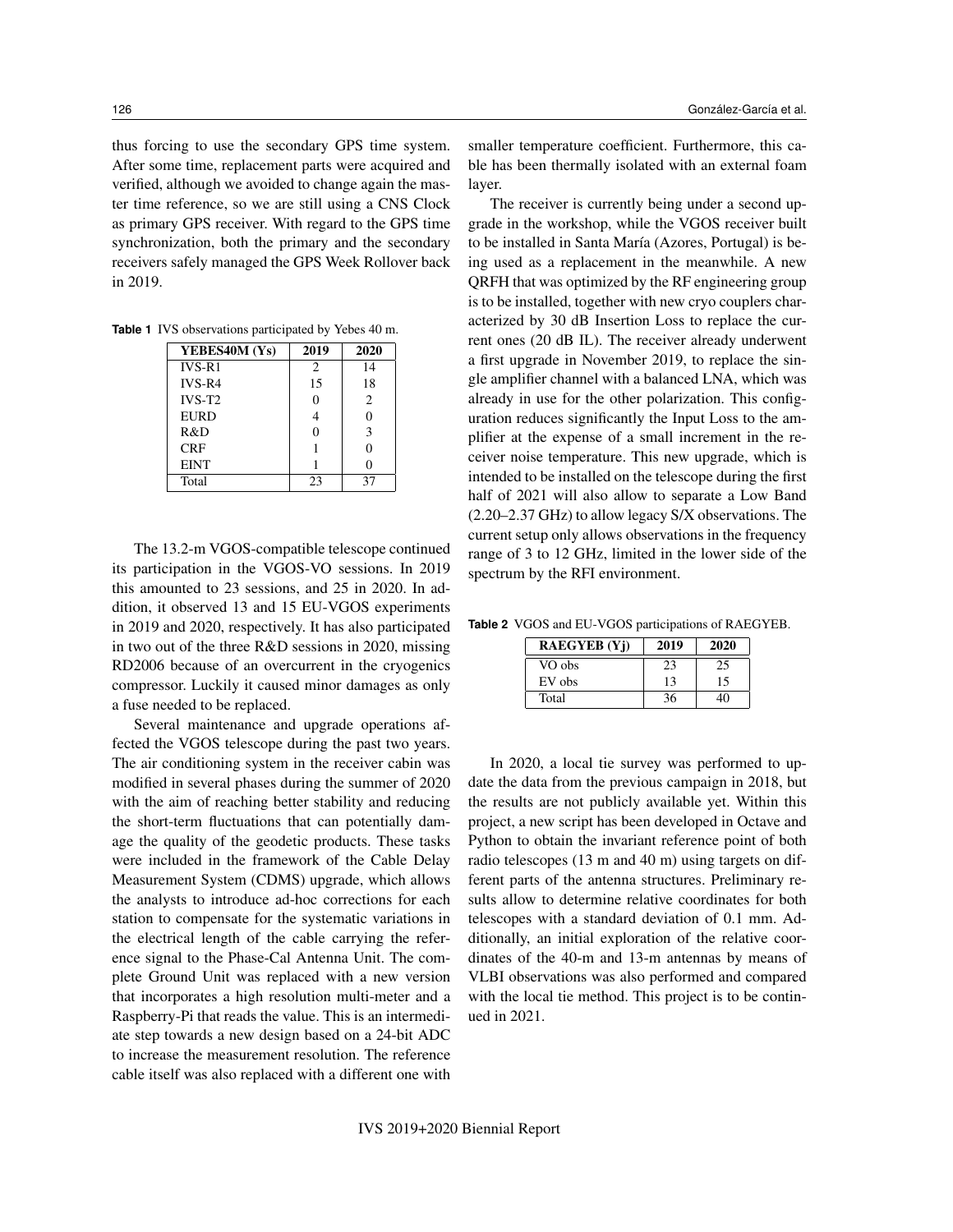thus forcing to use the secondary GPS time system. After some time, replacement parts were acquired and verified, although we avoided to change again the master time reference, so we are still using a CNS Clock as primary GPS receiver. With regard to the GPS time synchronization, both the primary and the secondary receivers safely managed the GPS Week Rollover back in 2019.

**Table 1** IVS observations participated by Yebes 40 m.

| YEBES40M (Ys) | 2019 | 2020 |
|---|---|---|
| IVS-R1 | 2 | 14 |
| IVS-R4 | 15 | 18 |
| IVS-T2 | 0 | 2 |
| EURD | 4 | 0 |
| R&D | 0 | 3 |
| CRF | 1 | 0 |
| EINT | 1 | 0 |
| Total | 23 | 37 |

The 13.2-m VGOS-compatible telescope continued its participation in the VGOS-VO sessions. In 2019 this amounted to 23 sessions, and 25 in 2020. In addition, it observed 13 and 15 EU-VGOS experiments in 2019 and 2020, respectively. It has also participated in two out of the three R&D sessions in 2020, missing RD2006 because of an overcurrent in the cryogenics compressor. Luckily it caused minor damages as only a fuse needed to be replaced.

Several maintenance and upgrade operations affected the VGOS telescope during the past two years. The air conditioning system in the receiver cabin was modified in several phases during the summer of 2020 with the aim of reaching better stability and reducing the short-term fluctuations that can potentially damage the quality of the geodetic products. These tasks were included in the framework of the Cable Delay Measurement System (CDMS) upgrade, which allows the analysts to introduce ad-hoc corrections for each station to compensate for the systematic variations in the electrical length of the cable carrying the reference signal to the Phase-Cal Antenna Unit. The complete Ground Unit was replaced with a new version that incorporates a high resolution multi-meter and a Raspberry-Pi that reads the value. This is an intermediate step towards a new design based on a 24-bit ADC to increase the measurement resolution. The reference cable itself was also replaced with a different one with smaller temperature coefficient. Furthermore, this cable has been thermally isolated with an external foam layer.

The receiver is currently being under a second upgrade in the workshop, while the VGOS receiver built to be installed in Santa María (Azores, Portugal) is being used as a replacement in the meanwhile. A new QRFH that was optimized by the RF engineering group is to be installed, together with new cryo couplers characterized by 30 dB Insertion Loss to replace the current ones (20 dB IL). The receiver already underwent a first upgrade in November 2019, to replace the single amplifier channel with a balanced LNA, which was already in use for the other polarization. This configuration reduces significantly the Input Loss to the amplifier at the expense of a small increment in the receiver noise temperature. This new upgrade, which is intended to be installed on the telescope during the first half of 2021 will also allow to separate a Low Band (2.20–2.37 GHz) to allow legacy S/X observations. The current setup only allows observations in the frequency range of 3 to 12 GHz, limited in the lower side of the spectrum by the RFI environment.

**Table 2** VGOS and EU-VGOS participations of RAEGYEB.

| RAEGYEB (Yj) | 2019 | 2020 |
|---|---|---|
| VO obs | 23 | 25 |
| EV obs | 13 | 15 |
| Total | 36 | 40 |

In 2020, a local tie survey was performed to update the data from the previous campaign in 2018, but the results are not publicly available yet. Within this project, a new script has been developed in Octave and Python to obtain the invariant reference point of both radio telescopes (13 m and 40 m) using targets on different parts of the antenna structures. Preliminary results allow to determine relative coordinates for both telescopes with a standard deviation of 0.1 mm. Additionally, an initial exploration of the relative coordinates of the 40-m and 13-m antennas by means of VLBI observations was also performed and compared with the local tie method. This project is to be continued in 2021.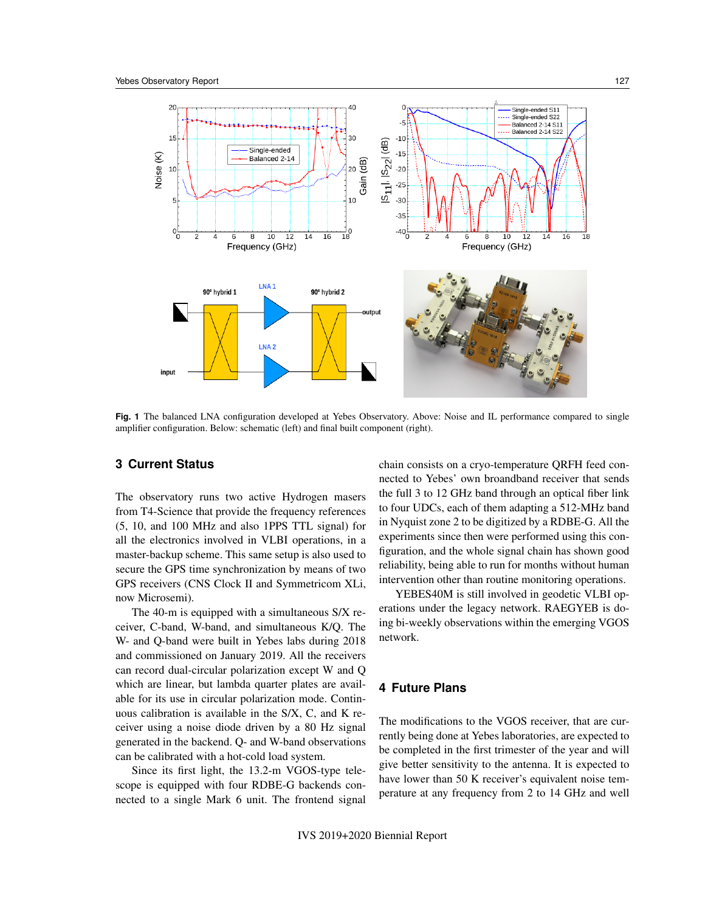**Fig. 1** The balanced LNA configuration developed at Yebes Observatory. Above: Noise and IL performance compared to single amplifier configuration. Below: schematic (left) and final built component (right).

## 3 Current Status

The observatory runs two active Hydrogen masers from T4-Science that provide the frequency references (5, 10, and 100 MHz and also 1PPS TTL signal) for all the electronics involved in VLBI operations, in a master-backup scheme. This same setup is also used to secure the GPS time synchronization by means of two GPS receivers (CNS Clock II and Symmetricom XLi, now Microsemi).

The 40-m is equipped with a simultaneous S/X receiver, C-band, W-band, and simultaneous K/Q. The W- and Q-band were built in Yebes labs during 2018 and commissioned on January 2019. All the receivers can record dual-circular polarization except W and Q which are linear, but lambda quarter plates are available for its use in circular polarization mode. Continuous calibration is available in the S/X, C, and K receiver using a noise diode driven by a 80 Hz signal generated in the backend. Q- and W-band observations can be calibrated with a hot-cold load system.

Since its first light, the 13.2-m VGOS-type telescope is equipped with four RDBE-G backends connected to a single Mark 6 unit. The frontend signal chain consists on a cryo-temperature QRFH feed connected to Yebes' own broadband receiver that sends the full 3 to 12 GHz band through an optical fiber link to four UDCs, each of them adapting a 512-MHz band in Nyquist zone 2 to be digitized by a RDBE-G. All the experiments since then were performed using this configuration, and the whole signal chain has shown good reliability, being able to run for months without human intervention other than routine monitoring operations.

YEBES40M is still involved in geodetic VLBI operations under the legacy network. RAEGYEB is doing bi-weekly observations within the emerging VGOS network.

## 4 Future Plans

The modifications to the VGOS receiver, that are currently being done at Yebes laboratories, are expected to be completed in the first trimester of the year and will give better sensitivity to the antenna. It is expected to have lower than 50 K receiver's equivalent noise temperature at any frequency from 2 to 14 GHz and well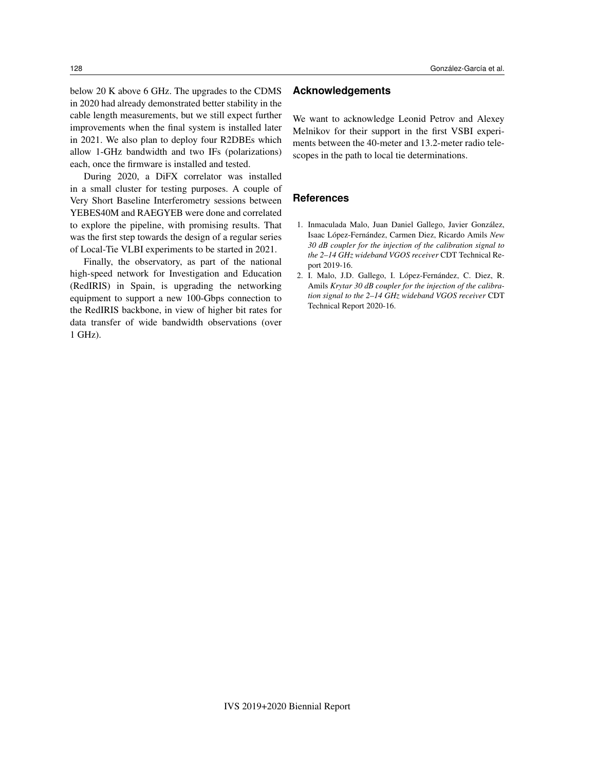below 20 K above 6 GHz. The upgrades to the CDMS in 2020 had already demonstrated better stability in the cable length measurements, but we still expect further improvements when the final system is installed later in 2021. We also plan to deploy four R2DBEs which allow 1-GHz bandwidth and two IFs (polarizations) each, once the firmware is installed and tested.

During 2020, a DiFX correlator was installed in a small cluster for testing purposes. A couple of Very Short Baseline Interferometry sessions between YEBES40M and RAEGYEB were done and correlated to explore the pipeline, with promising results. That was the first step towards the design of a regular series of Local-Tie VLBI experiments to be started in 2021.

Finally, the observatory, as part of the national high-speed network for Investigation and Education (RedIRIS) in Spain, is upgrading the networking equipment to support a new 100-Gbps connection to the RedIRIS backbone, in view of higher bit rates for data transfer of wide bandwidth observations (over 1 GHz).

## Acknowledgements

We want to acknowledge Leonid Petrov and Alexey Melnikov for their support in the first VSBI experiments between the 40-meter and 13.2-meter radio telescopes in the path to local tie determinations.

## References

1. Inmaculada Malo, Juan Daniel Gallego, Javier González, Isaac López-Fernández, Carmen Diez, Ricardo Amils *New 30 dB coupler for the injection of the calibration signal to the 2–14 GHz wideband VGOS receiver* CDT Technical Report 2019-16.
2. I. Malo, J.D. Gallego, I. López-Fernández, C. Diez, R. Amils *Krytar 30 dB coupler for the injection of the calibration signal to the 2–14 GHz wideband VGOS receiver* CDT Technical Report 2020-16.